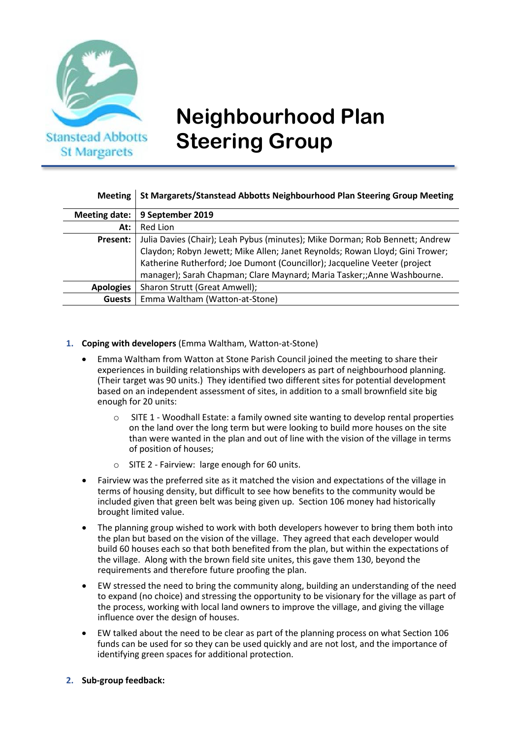# Neighbourhood Plan Steering Group

Stanstead Abbotts St Margarets

| | |
|---|---|
| **Meeting** | **St Margarets/Stanstead Abbotts Neighbourhood Plan Steering Group Meeting** |
| **Meeting date:** | **9 September 2019** |
| **At:** | Red Lion |
| **Present:** | Julia Davies (Chair); Leah Pybus (minutes); Mike Dorman; Rob Bennett; Andrew Claydon; Robyn Jewett; Mike Allen; Janet Reynolds; Rowan Lloyd; Gini Trower; Katherine Rutherford; Joe Dumont (Councillor); Jacqueline Veeter (project manager); Sarah Chapman; Clare Maynard; Maria Tasker;;Anne Washbourne. |
| **Apologies** | Sharon Strutt (Great Amwell); |
| **Guests** | Emma Waltham (Watton-at-Stone) |

1. **Coping with developers** (Emma Waltham, Watton-at-Stone)
   - Emma Waltham from Watton at Stone Parish Council joined the meeting to share their experiences in building relationships with developers as part of neighbourhood planning. (Their target was 90 units.) They identified two different sites for potential development based on an independent assessment of sites, in addition to a small brownfield site big enough for 20 units:
     - SITE 1 - Woodhall Estate: a family owned site wanting to develop rental properties on the land over the long term but were looking to build more houses on the site than were wanted in the plan and out of line with the vision of the village in terms of position of houses;
     - SITE 2 - Fairview: large enough for 60 units.
   - Fairview was the preferred site as it matched the vision and expectations of the village in terms of housing density, but difficult to see how benefits to the community would be included given that green belt was being given up. Section 106 money had historically brought limited value.
   - The planning group wished to work with both developers however to bring them both into the plan but based on the vision of the village. They agreed that each developer would build 60 houses each so that both benefited from the plan, but within the expectations of the village. Along with the brown field site unites, this gave them 130, beyond the requirements and therefore future proofing the plan.
   - EW stressed the need to bring the community along, building an understanding of the need to expand (no choice) and stressing the opportunity to be visionary for the village as part of the process, working with local land owners to improve the village, and giving the village influence over the design of houses.
   - EW talked about the need to be clear as part of the planning process on what Section 106 funds can be used for so they can be used quickly and are not lost, and the importance of identifying green spaces for additional protection.

2. **Sub-group feedback:**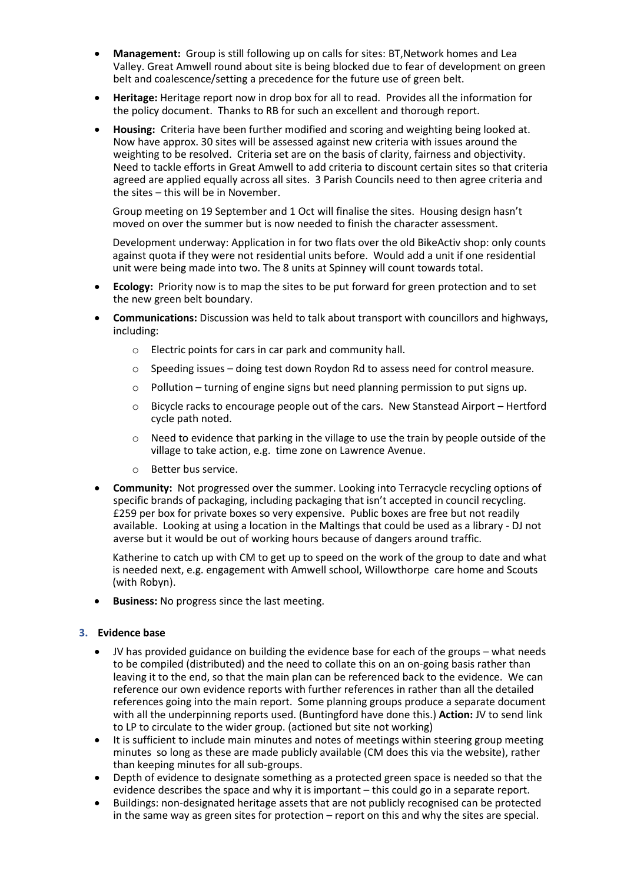- **Management:** Group is still following up on calls for sites: BT,Network homes and Lea Valley. Great Amwell round about site is being blocked due to fear of development on green belt and coalescence/setting a precedence for the future use of green belt.
- **Heritage:** Heritage report now in drop box for all to read. Provides all the information for the policy document. Thanks to RB for such an excellent and thorough report.
- **Housing:** Criteria have been further modified and scoring and weighting being looked at. Now have approx. 30 sites will be assessed against new criteria with issues around the weighting to be resolved. Criteria set are on the basis of clarity, fairness and objectivity. Need to tackle efforts in Great Amwell to add criteria to discount certain sites so that criteria agreed are applied equally across all sites. 3 Parish Councils need to then agree criteria and the sites – this will be in November.

  Group meeting on 19 September and 1 Oct will finalise the sites. Housing design hasn't moved on over the summer but is now needed to finish the character assessment.

  Development underway: Application in for two flats over the old BikeActiv shop: only counts against quota if they were not residential units before. Would add a unit if one residential unit were being made into two. The 8 units at Spinney will count towards total.
- **Ecology:** Priority now is to map the sites to be put forward for green protection and to set the new green belt boundary.
- **Communications:** Discussion was held to talk about transport with councillors and highways, including:
  - Electric points for cars in car park and community hall.
  - Speeding issues – doing test down Roydon Rd to assess need for control measure.
  - Pollution – turning of engine signs but need planning permission to put signs up.
  - Bicycle racks to encourage people out of the cars. New Stanstead Airport – Hertford cycle path noted.
  - Need to evidence that parking in the village to use the train by people outside of the village to take action, e.g. time zone on Lawrence Avenue.
  - Better bus service.
- **Community:** Not progressed over the summer. Looking into Terracycle recycling options of specific brands of packaging, including packaging that isn't accepted in council recycling. £259 per box for private boxes so very expensive. Public boxes are free but not readily available. Looking at using a location in the Maltings that could be used as a library - DJ not averse but it would be out of working hours because of dangers around traffic.

  Katherine to catch up with CM to get up to speed on the work of the group to date and what is needed next, e.g. engagement with Amwell school, Willowthorpe care home and Scouts (with Robyn).
- **Business:** No progress since the last meeting.

## 3. Evidence base

- JV has provided guidance on building the evidence base for each of the groups – what needs to be compiled (distributed) and the need to collate this on an on-going basis rather than leaving it to the end, so that the main plan can be referenced back to the evidence. We can reference our own evidence reports with further references in rather than all the detailed references going into the main report. Some planning groups produce a separate document with all the underpinning reports used. (Buntingford have done this.) **Action:** JV to send link to LP to circulate to the wider group. (actioned but site not working)
- It is sufficient to include main minutes and notes of meetings within steering group meeting minutes so long as these are made publicly available (CM does this via the website), rather than keeping minutes for all sub-groups.
- Depth of evidence to designate something as a protected green space is needed so that the evidence describes the space and why it is important – this could go in a separate report.
- Buildings: non-designated heritage assets that are not publicly recognised can be protected in the same way as green sites for protection – report on this and why the sites are special.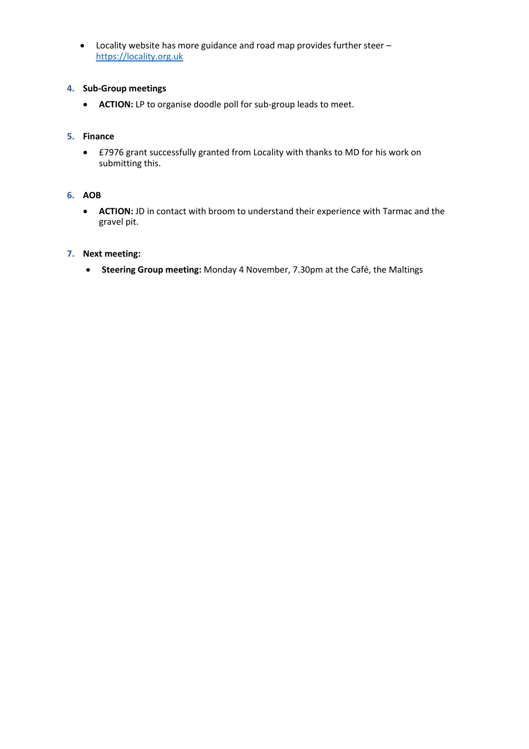- Locality website has more guidance and road map provides further steer – [https://locality.org.uk](https://locality.org.uk)

4. **Sub-Group meetings**

    - **ACTION:** LP to organise doodle poll for sub-group leads to meet.

5. **Finance**

    - £7976 grant successfully granted from Locality with thanks to MD for his work on submitting this.

6. **AOB**

    - **ACTION:** JD in contact with broom to understand their experience with Tarmac and the gravel pit.

7. **Next meeting:**

    - **Steering Group meeting:** Monday 4 November, 7.30pm at the Café, the Maltings